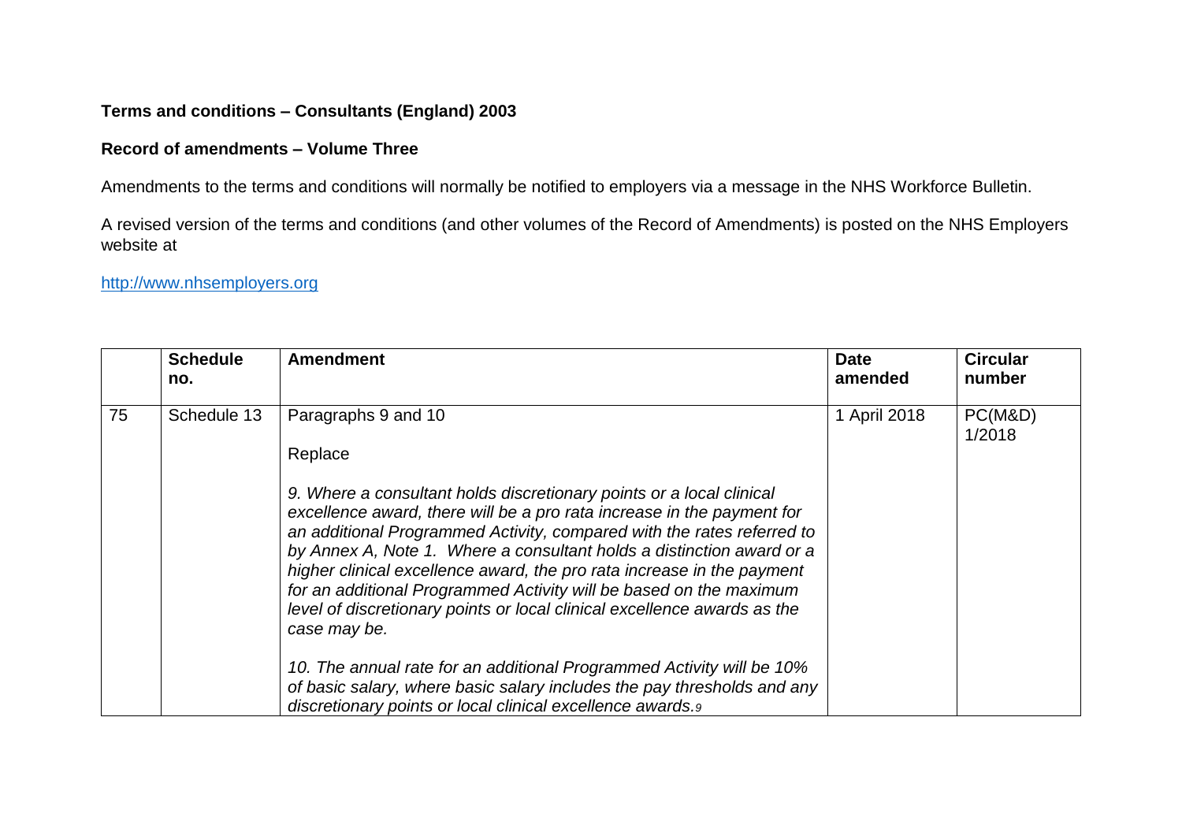**Terms and conditions – Consultants (England) 2003**

**Record of amendments – Volume Three**

Amendments to the terms and conditions will normally be notified to employers via a message in the NHS Workforce Bulletin.

A revised version of the terms and conditions (and other volumes of the Record of Amendments) is posted on the NHS Employers website at

http://www.nhsemployers.org

| | **Schedule no.** | **Amendment** | **Date amended** | **Circular number** |
|---|---|---|---|---|
| 75 | Schedule 13 | Paragraphs 9 and 10<br><br>Replace<br><br>*9. Where a consultant holds discretionary points or a local clinical excellence award, there will be a pro rata increase in the payment for an additional Programmed Activity, compared with the rates referred to by Annex A, Note 1. Where a consultant holds a distinction award or a higher clinical excellence award, the pro rata increase in the payment for an additional Programmed Activity will be based on the maximum level of discretionary points or local clinical excellence awards as the case may be.*<br><br>*10. The annual rate for an additional Programmed Activity will be 10% of basic salary, where basic salary includes the pay thresholds and any discretionary points or local clinical excellence awards.*[9] | 1 April 2018 | PC(M&D) 1/2018 |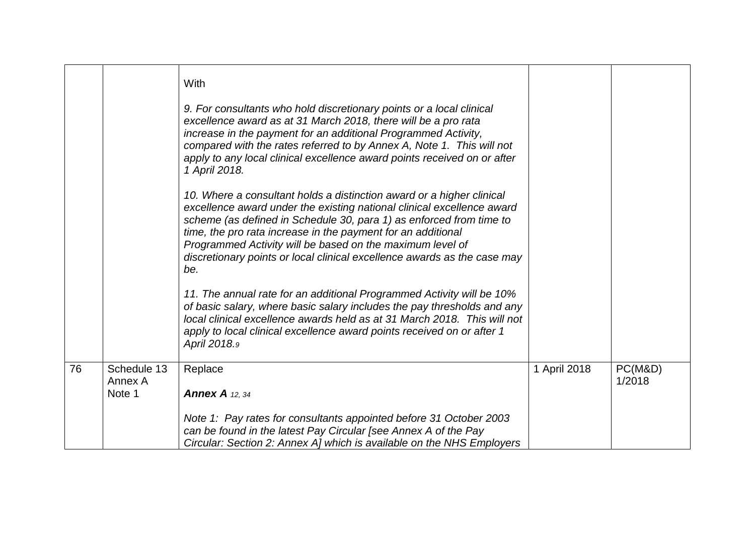| | | | | |
|---|---|---|---|---|
| | | With<br><br>*9. For consultants who hold discretionary points or a local clinical excellence award as at 31 March 2018, there will be a pro rata increase in the payment for an additional Programmed Activity, compared with the rates referred to by Annex A, Note 1. This will not apply to any local clinical excellence award points received on or after 1 April 2018.*<br><br>*10. Where a consultant holds a distinction award or a higher clinical excellence award under the existing national clinical excellence award scheme (as defined in Schedule 30, para 1) as enforced from time to time, the pro rata increase in the payment for an additional Programmed Activity will be based on the maximum level of discretionary points or local clinical excellence awards as the case may be.*<br><br>*11. The annual rate for an additional Programmed Activity will be 10% of basic salary, where basic salary includes the pay thresholds and any local clinical excellence awards held as at 31 March 2018. This will not apply to local clinical excellence award points received on or after 1 April 2018.*[9] | | |
| 76 | Schedule 13 Annex A Note 1 | Replace<br><br>***Annex A*** [12, 34]<br><br>*Note 1: Pay rates for consultants appointed before 31 October 2003 can be found in the latest Pay Circular [see Annex A of the Pay Circular: Section 2: Annex A] which is available on the NHS Employers* | 1 April 2018 | PC(M&D) 1/2018 |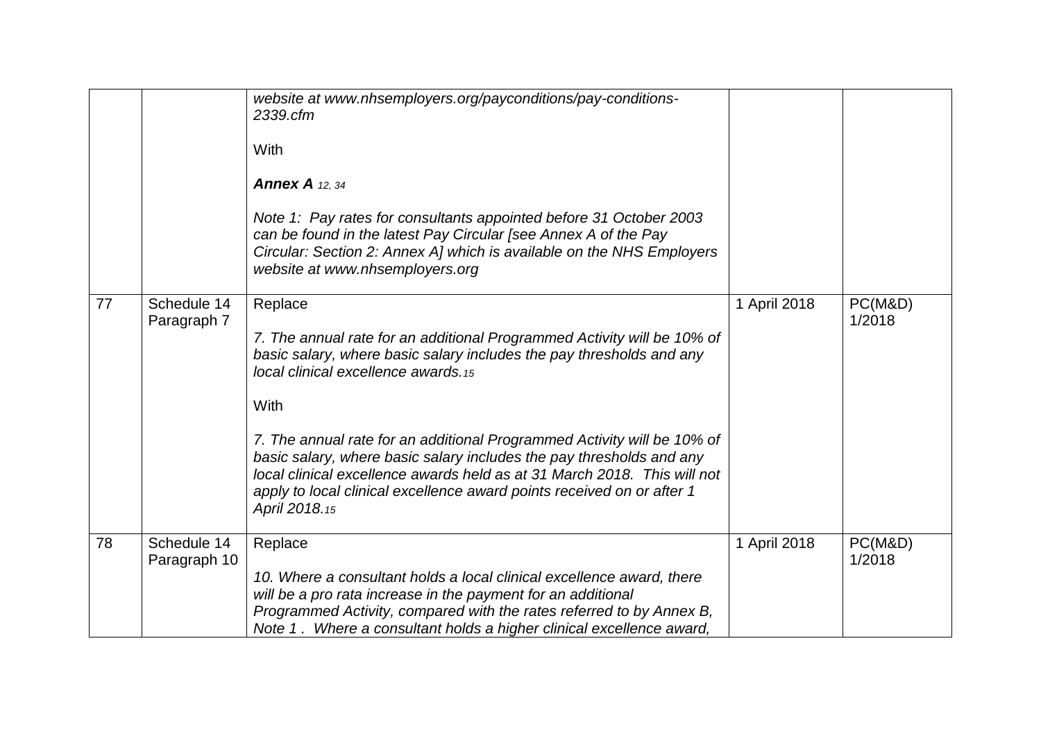| | | | | |
|---|---|---|---|---|
| | | *website at www.nhsemployers.org/payconditions/pay-conditions-2339.cfm*<br><br>With<br><br>***Annex A*** *12, 34*<br><br>*Note 1: Pay rates for consultants appointed before 31 October 2003 can be found in the latest Pay Circular [see Annex A of the Pay Circular: Section 2: Annex A] which is available on the NHS Employers website at www.nhsemployers.org* | | |
| 77 | Schedule 14 Paragraph 7 | Replace<br><br>*7. The annual rate for an additional Programmed Activity will be 10% of basic salary, where basic salary includes the pay thresholds and any local clinical excellence awards.15*<br><br>With<br><br>*7. The annual rate for an additional Programmed Activity will be 10% of basic salary, where basic salary includes the pay thresholds and any local clinical excellence awards held as at 31 March 2018. This will not apply to local clinical excellence award points received on or after 1 April 2018.15* | 1 April 2018 | PC(M&D) 1/2018 |
| 78 | Schedule 14 Paragraph 10 | Replace<br><br>*10. Where a consultant holds a local clinical excellence award, there will be a pro rata increase in the payment for an additional Programmed Activity, compared with the rates referred to by Annex B, Note 1 . Where a consultant holds a higher clinical excellence award,* | 1 April 2018 | PC(M&D) 1/2018 |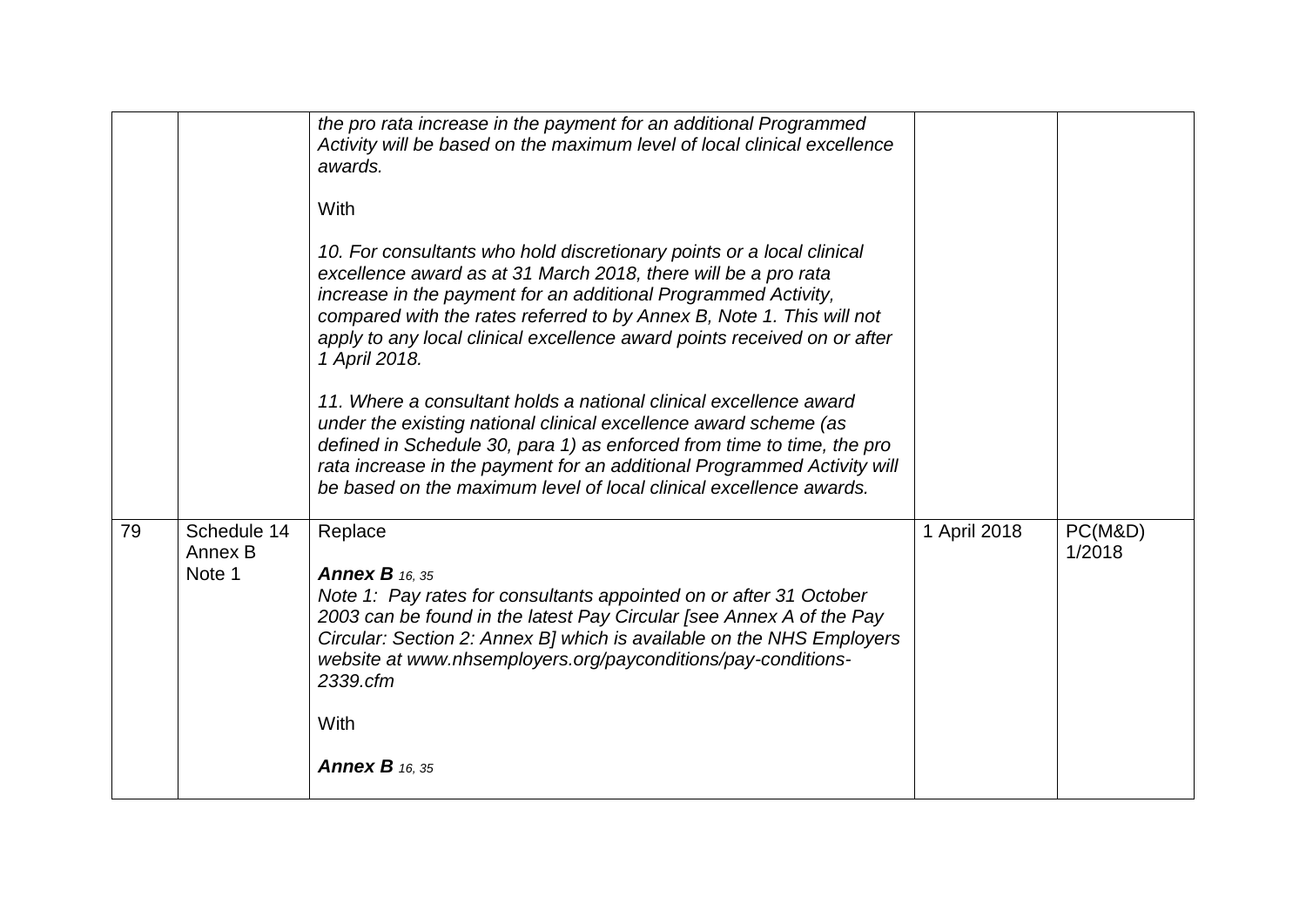| | | | | |
|---|---|---|---|---|
| | | *the pro rata increase in the payment for an additional Programmed Activity will be based on the maximum level of local clinical excellence awards.*<br><br>With<br><br>*10. For consultants who hold discretionary points or a local clinical excellence award as at 31 March 2018, there will be a pro rata increase in the payment for an additional Programmed Activity, compared with the rates referred to by Annex B, Note 1. This will not apply to any local clinical excellence award points received on or after 1 April 2018.*<br><br>*11. Where a consultant holds a national clinical excellence award under the existing national clinical excellence award scheme (as defined in Schedule 30, para 1) as enforced from time to time, the pro rata increase in the payment for an additional Programmed Activity will be based on the maximum level of local clinical excellence awards.* | | |
| 79 | Schedule 14 Annex B Note 1 | Replace<br><br>***Annex B*** *16, 35*<br>*Note 1: Pay rates for consultants appointed on or after 31 October 2003 can be found in the latest Pay Circular [see Annex A of the Pay Circular: Section 2: Annex B] which is available on the NHS Employers website at www.nhsemployers.org/payconditions/pay-conditions-2339.cfm*<br><br>With<br><br>***Annex B*** *16, 35* | 1 April 2018 | PC(M&D) 1/2018 |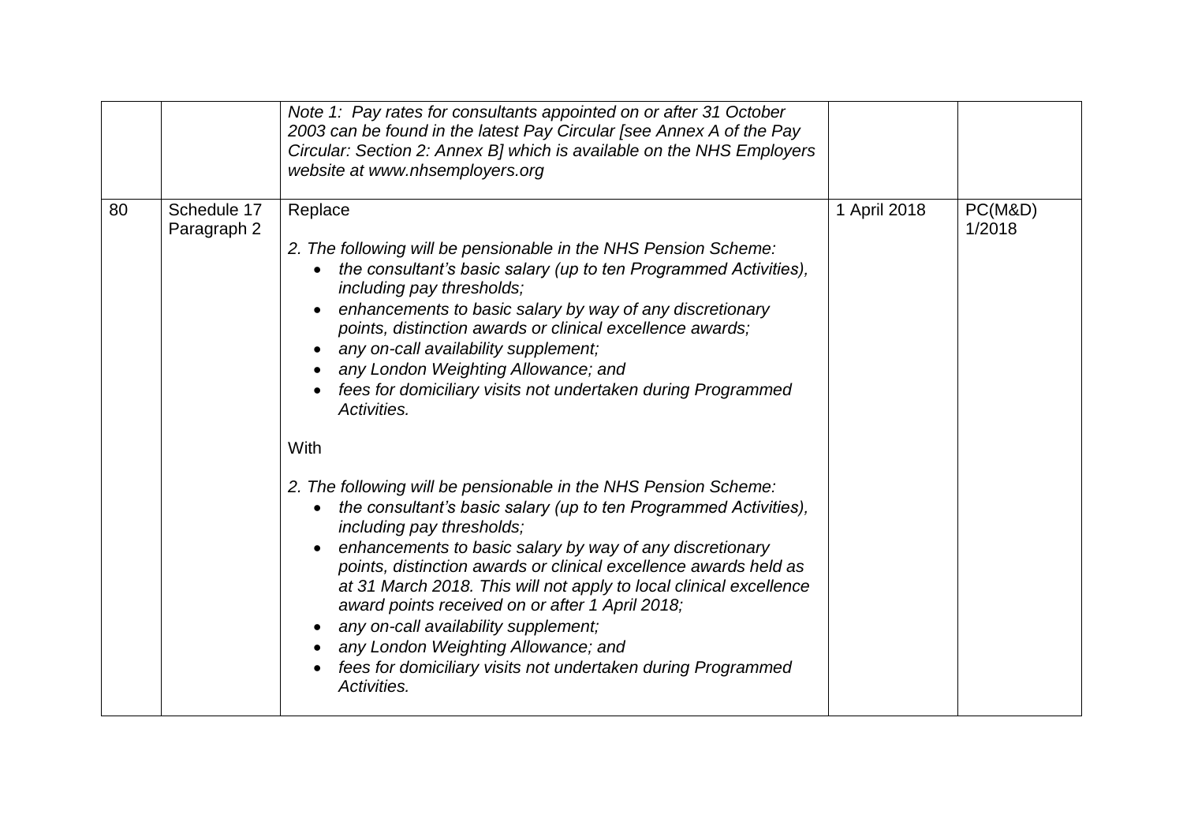| | | | | |
|---|---|---|---|---|
| | | *Note 1: Pay rates for consultants appointed on or after 31 October 2003 can be found in the latest Pay Circular [see Annex A of the Pay Circular: Section 2: Annex B] which is available on the NHS Employers website at www.nhsemployers.org* | | |
| 80 | Schedule 17 Paragraph 2 | Replace<br><br>*2. The following will be pensionable in the NHS Pension Scheme:*<br>• *the consultant's basic salary (up to ten Programmed Activities), including pay thresholds;*<br>• *enhancements to basic salary by way of any discretionary points, distinction awards or clinical excellence awards;*<br>• *any on-call availability supplement;*<br>• *any London Weighting Allowance; and*<br>• *fees for domiciliary visits not undertaken during Programmed Activities.*<br><br>With<br><br>*2. The following will be pensionable in the NHS Pension Scheme:*<br>• *the consultant's basic salary (up to ten Programmed Activities), including pay thresholds;*<br>• *enhancements to basic salary by way of any discretionary points, distinction awards or clinical excellence awards held as at 31 March 2018. This will not apply to local clinical excellence award points received on or after 1 April 2018;*<br>• *any on-call availability supplement;*<br>• *any London Weighting Allowance; and*<br>• *fees for domiciliary visits not undertaken during Programmed Activities.* | 1 April 2018 | PC(M&D) 1/2018 |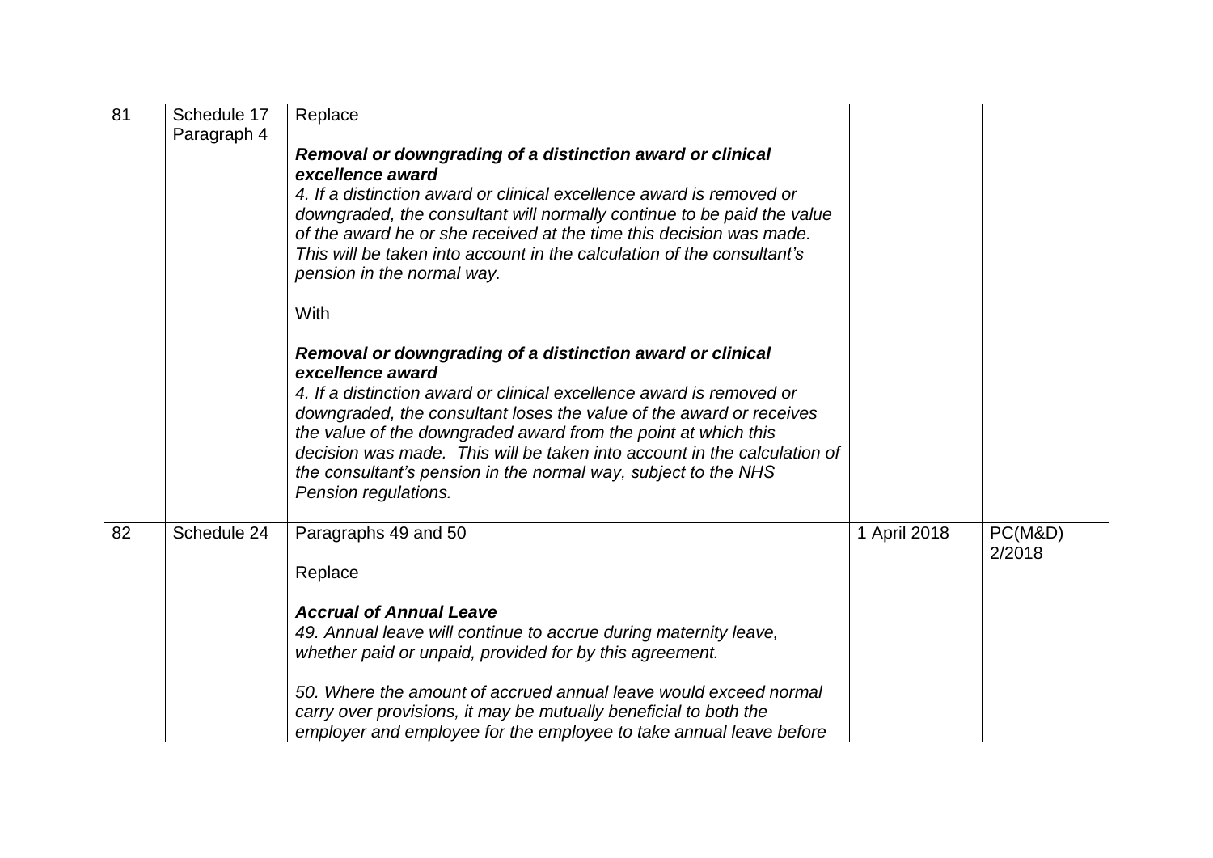| | | | | |
|---|---|---|---|---|
| 81 | Schedule 17 Paragraph 4 | Replace<br><br>***Removal or downgrading of a distinction award or clinical excellence award***<br>*4. If a distinction award or clinical excellence award is removed or downgraded, the consultant will normally continue to be paid the value of the award he or she received at the time this decision was made. This will be taken into account in the calculation of the consultant's pension in the normal way.*<br><br>With<br><br>***Removal or downgrading of a distinction award or clinical excellence award***<br>*4. If a distinction award or clinical excellence award is removed or downgraded, the consultant loses the value of the award or receives the value of the downgraded award from the point at which this decision was made. This will be taken into account in the calculation of the consultant's pension in the normal way, subject to the NHS Pension regulations.* | | |
| 82 | Schedule 24 | Paragraphs 49 and 50<br><br>Replace<br><br>***Accrual of Annual Leave***<br>*49. Annual leave will continue to accrue during maternity leave, whether paid or unpaid, provided for by this agreement.*<br><br>*50. Where the amount of accrued annual leave would exceed normal carry over provisions, it may be mutually beneficial to both the employer and employee for the employee to take annual leave before* | 1 April 2018 | PC(M&D) 2/2018 |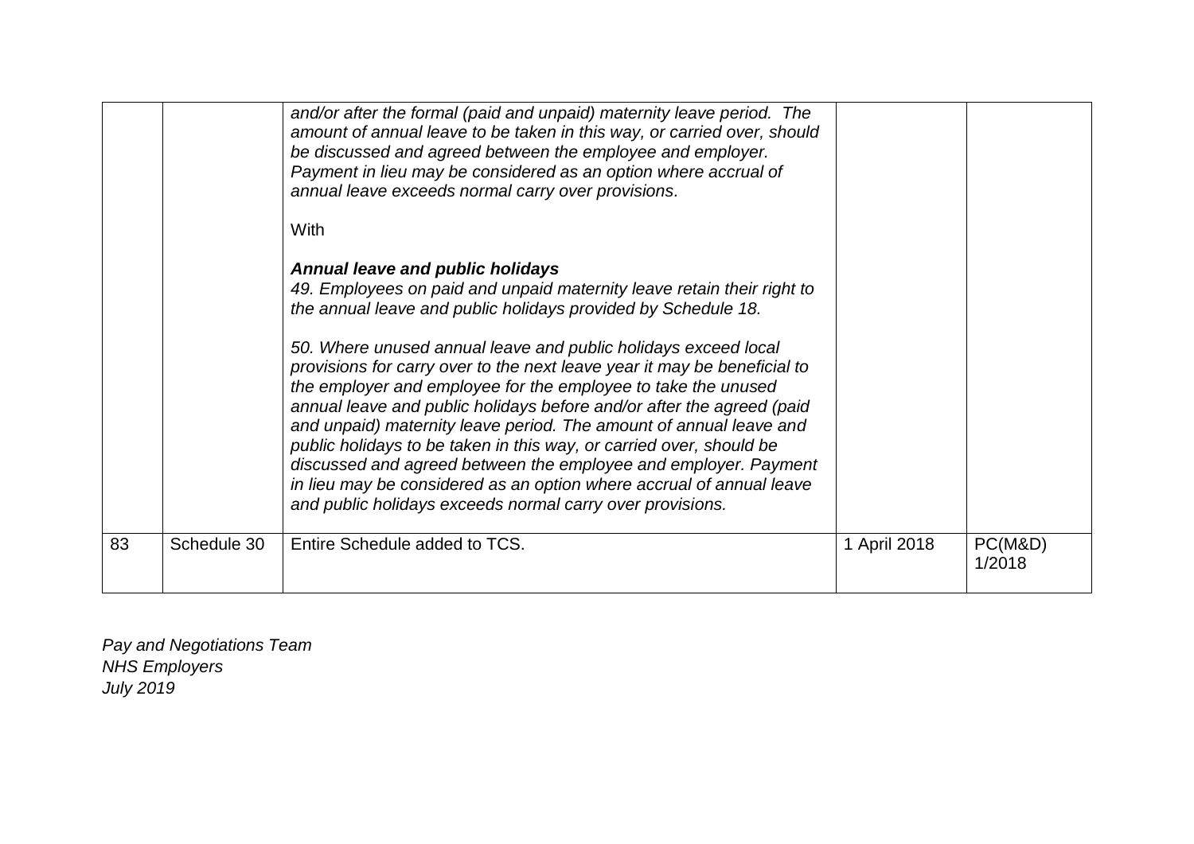| | | | | |
|---|---|---|---|---|
| | | *and/or after the formal (paid and unpaid) maternity leave period. The amount of annual leave to be taken in this way, or carried over, should be discussed and agreed between the employee and employer. Payment in lieu may be considered as an option where accrual of annual leave exceeds normal carry over provisions.*<br><br>With<br><br>***Annual leave and public holidays***<br>*49. Employees on paid and unpaid maternity leave retain their right to the annual leave and public holidays provided by Schedule 18.*<br><br>*50. Where unused annual leave and public holidays exceed local provisions for carry over to the next leave year it may be beneficial to the employer and employee for the employee to take the unused annual leave and public holidays before and/or after the agreed (paid and unpaid) maternity leave period. The amount of annual leave and public holidays to be taken in this way, or carried over, should be discussed and agreed between the employee and employer. Payment in lieu may be considered as an option where accrual of annual leave and public holidays exceeds normal carry over provisions.* | | |
| 83 | Schedule 30 | Entire Schedule added to TCS. | 1 April 2018 | PC(M&D) 1/2018 |

*Pay and Negotiations Team*
*NHS Employers*
*July 2019*